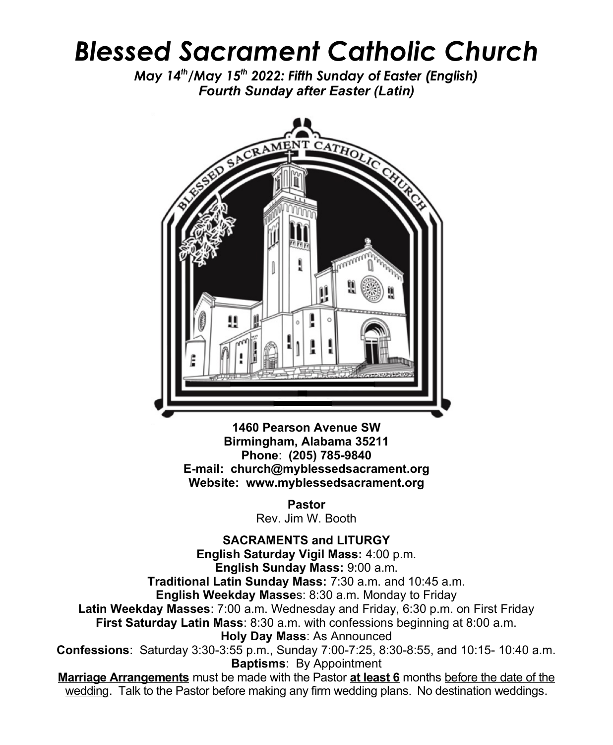# *Blessed Sacrament Catholic Church*

***May 14th/May 15th 2022: Fifth Sunday of Easter (English)***
***Fourth Sunday after Easter (Latin)***

**1460 Pearson Avenue SW**
**Birmingham, Alabama 35211**
**Phone: (205) 785-9840**
**E-mail: church@myblessedsacrament.org**
**Website: www.myblessedsacrament.org**

**Pastor**
Rev. Jim W. Booth

**SACRAMENTS and LITURGY**

**English Saturday Vigil Mass:** 4:00 p.m.
**English Sunday Mass:** 9:00 a.m.
**Traditional Latin Sunday Mass:** 7:30 a.m. and 10:45 a.m.
**English Weekday Masses**: 8:30 a.m. Monday to Friday
**Latin Weekday Masses**: 7:00 a.m. Wednesday and Friday, 6:30 p.m. on First Friday
**First Saturday Latin Mass**: 8:30 a.m. with confessions beginning at 8:00 a.m.
**Holy Day Mass**: As Announced
**Confessions**: Saturday 3:30-3:55 p.m., Sunday 7:00-7:25, 8:30-8:55, and 10:15- 10:40 a.m.
**Baptisms**: By Appointment
**Marriage Arrangements** must be made with the Pastor **at least 6** months before the date of the wedding. Talk to the Pastor before making any firm wedding plans. No destination weddings.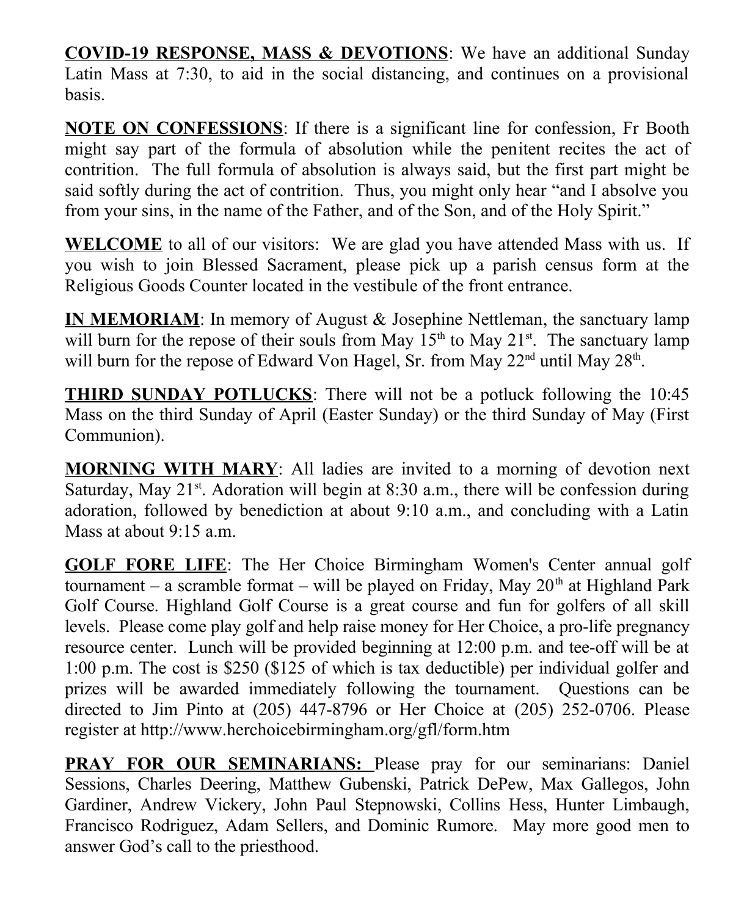**<u>COVID-19 RESPONSE, MASS & DEVOTIONS</u>**: We have an additional Sunday Latin Mass at 7:30, to aid in the social distancing, and continues on a provisional basis.

**<u>NOTE ON CONFESSIONS</u>**: If there is a significant line for confession, Fr Booth might say part of the formula of absolution while the penitent recites the act of contrition. The full formula of absolution is always said, but the first part might be said softly during the act of contrition. Thus, you might only hear "and I absolve you from your sins, in the name of the Father, and of the Son, and of the Holy Spirit."

**<u>WELCOME</u>** to all of our visitors: We are glad you have attended Mass with us. If you wish to join Blessed Sacrament, please pick up a parish census form at the Religious Goods Counter located in the vestibule of the front entrance.

**<u>IN MEMORIAM</u>**: In memory of August & Josephine Nettleman, the sanctuary lamp will burn for the repose of their souls from May 15th to May 21st. The sanctuary lamp will burn for the repose of Edward Von Hagel, Sr. from May 22nd until May 28th.

**<u>THIRD SUNDAY POTLUCKS</u>**: There will not be a potluck following the 10:45 Mass on the third Sunday of April (Easter Sunday) or the third Sunday of May (First Communion).

**<u>MORNING WITH MARY</u>**: All ladies are invited to a morning of devotion next Saturday, May 21st. Adoration will begin at 8:30 a.m., there will be confession during adoration, followed by benediction at about 9:10 a.m., and concluding with a Latin Mass at about 9:15 a.m.

**<u>GOLF FORE LIFE</u>**: The Her Choice Birmingham Women's Center annual golf tournament – a scramble format – will be played on Friday, May 20th at Highland Park Golf Course. Highland Golf Course is a great course and fun for golfers of all skill levels. Please come play golf and help raise money for Her Choice, a pro-life pregnancy resource center. Lunch will be provided beginning at 12:00 p.m. and tee-off will be at 1:00 p.m. The cost is $250 ($125 of which is tax deductible) per individual golfer and prizes will be awarded immediately following the tournament. Questions can be directed to Jim Pinto at (205) 447-8796 or Her Choice at (205) 252-0706. Please register at http://www.herchoicebirmingham.org/gfl/form.htm

**<u>PRAY FOR OUR SEMINARIANS:</u>** Please pray for our seminarians: Daniel Sessions, Charles Deering, Matthew Gubenski, Patrick DePew, Max Gallegos, John Gardiner, Andrew Vickery, John Paul Stepnowski, Collins Hess, Hunter Limbaugh, Francisco Rodriguez, Adam Sellers, and Dominic Rumore. May more good men to answer God's call to the priesthood.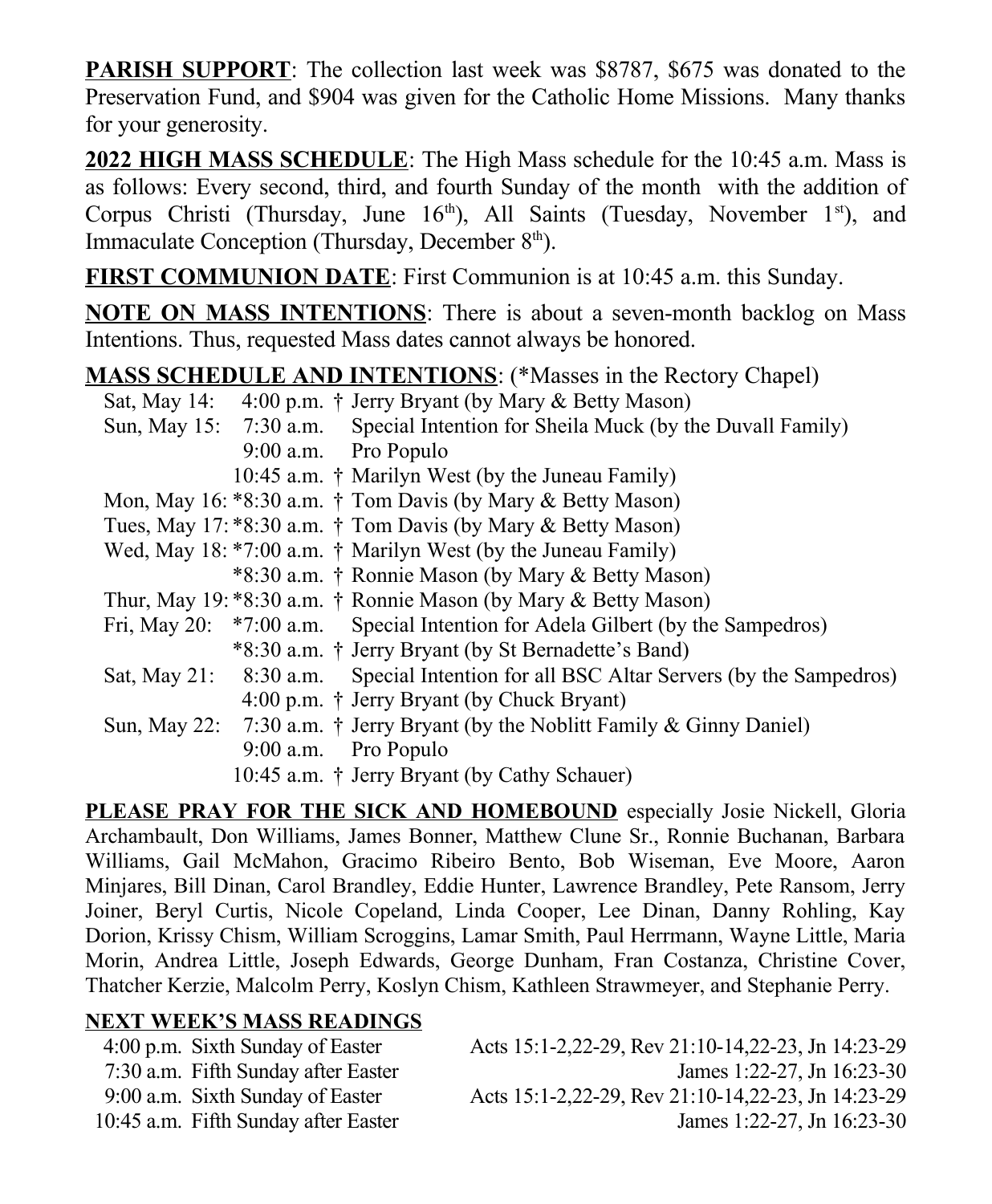**PARISH SUPPORT**: The collection last week was $8787, $675 was donated to the Preservation Fund, and $904 was given for the Catholic Home Missions. Many thanks for your generosity.

**2022 HIGH MASS SCHEDULE**: The High Mass schedule for the 10:45 a.m. Mass is as follows: Every second, third, and fourth Sunday of the month with the addition of Corpus Christi (Thursday, June 16th), All Saints (Tuesday, November 1st), and Immaculate Conception (Thursday, December 8th).

**FIRST COMMUNION DATE**: First Communion is at 10:45 a.m. this Sunday.

**NOTE ON MASS INTENTIONS**: There is about a seven-month backlog on Mass Intentions. Thus, requested Mass dates cannot always be honored.

**MASS SCHEDULE AND INTENTIONS**: (*Masses in the Rectory Chapel)

| Day | Time | Intention |
|---|---|---|
| Sat, May 14: | 4:00 p.m. | † Jerry Bryant (by Mary & Betty Mason) |
| Sun, May 15: | 7:30 a.m. | Special Intention for Sheila Muck (by the Duvall Family) |
| | 9:00 a.m. | Pro Populo |
| | 10:45 a.m. | † Marilyn West (by the Juneau Family) |
| Mon, May 16: | *8:30 a.m. | † Tom Davis (by Mary & Betty Mason) |
| Tues, May 17: | *8:30 a.m. | † Tom Davis (by Mary & Betty Mason) |
| Wed, May 18: | *7:00 a.m. | † Marilyn West (by the Juneau Family) |
| | *8:30 a.m. | † Ronnie Mason (by Mary & Betty Mason) |
| Thur, May 19: | *8:30 a.m. | † Ronnie Mason (by Mary & Betty Mason) |
| Fri, May 20: | *7:00 a.m. | Special Intention for Adela Gilbert (by the Sampedros) |
| | *8:30 a.m. | † Jerry Bryant (by St Bernadette's Band) |
| Sat, May 21: | 8:30 a.m. | Special Intention for all BSC Altar Servers (by the Sampedros) |
| | 4:00 p.m. | † Jerry Bryant (by Chuck Bryant) |
| Sun, May 22: | 7:30 a.m. | † Jerry Bryant (by the Noblitt Family & Ginny Daniel) |
| | 9:00 a.m. | Pro Populo |
| | 10:45 a.m. | † Jerry Bryant (by Cathy Schauer) |

**PLEASE PRAY FOR THE SICK AND HOMEBOUND** especially Josie Nickell, Gloria Archambault, Don Williams, James Bonner, Matthew Clune Sr., Ronnie Buchanan, Barbara Williams, Gail McMahon, Gracimo Ribeiro Bento, Bob Wiseman, Eve Moore, Aaron Minjares, Bill Dinan, Carol Brandley, Eddie Hunter, Lawrence Brandley, Pete Ransom, Jerry Joiner, Beryl Curtis, Nicole Copeland, Linda Cooper, Lee Dinan, Danny Rohling, Kay Dorion, Krissy Chism, William Scroggins, Lamar Smith, Paul Herrmann, Wayne Little, Maria Morin, Andrea Little, Joseph Edwards, George Dunham, Fran Costanza, Christine Cover, Thatcher Kerzie, Malcolm Perry, Koslyn Chism, Kathleen Strawmeyer, and Stephanie Perry.

**NEXT WEEK'S MASS READINGS**

| Time | Sunday | Readings |
|---|---|---|
| 4:00 p.m. | Sixth Sunday of Easter | Acts 15:1-2,22-29, Rev 21:10-14,22-23, Jn 14:23-29 |
| 7:30 a.m. | Fifth Sunday after Easter | James 1:22-27, Jn 16:23-30 |
| 9:00 a.m. | Sixth Sunday of Easter | Acts 15:1-2,22-29, Rev 21:10-14,22-23, Jn 14:23-29 |
| 10:45 a.m. | Fifth Sunday after Easter | James 1:22-27, Jn 16:23-30 |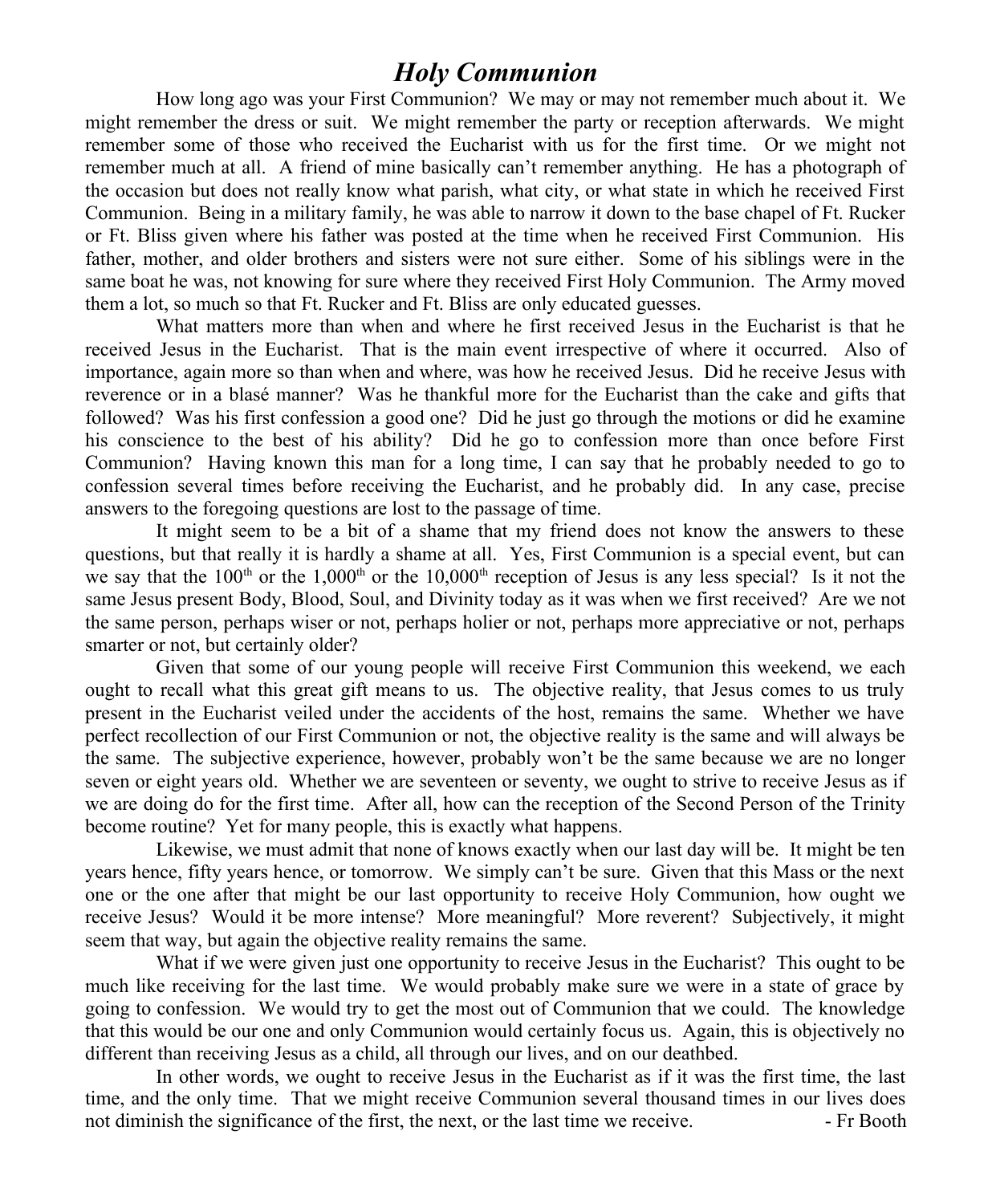# *Holy Communion*

How long ago was your First Communion? We may or may not remember much about it. We might remember the dress or suit. We might remember the party or reception afterwards. We might remember some of those who received the Eucharist with us for the first time. Or we might not remember much at all. A friend of mine basically can't remember anything. He has a photograph of the occasion but does not really know what parish, what city, or what state in which he received First Communion. Being in a military family, he was able to narrow it down to the base chapel of Ft. Rucker or Ft. Bliss given where his father was posted at the time when he received First Communion. His father, mother, and older brothers and sisters were not sure either. Some of his siblings were in the same boat he was, not knowing for sure where they received First Holy Communion. The Army moved them a lot, so much so that Ft. Rucker and Ft. Bliss are only educated guesses.

What matters more than when and where he first received Jesus in the Eucharist is that he received Jesus in the Eucharist. That is the main event irrespective of where it occurred. Also of importance, again more so than when and where, was how he received Jesus. Did he receive Jesus with reverence or in a blasé manner? Was he thankful more for the Eucharist than the cake and gifts that followed? Was his first confession a good one? Did he just go through the motions or did he examine his conscience to the best of his ability? Did he go to confession more than once before First Communion? Having known this man for a long time, I can say that he probably needed to go to confession several times before receiving the Eucharist, and he probably did. In any case, precise answers to the foregoing questions are lost to the passage of time.

It might seem to be a bit of a shame that my friend does not know the answers to these questions, but that really it is hardly a shame at all. Yes, First Communion is a special event, but can we say that the 100th or the 1,000th or the 10,000th reception of Jesus is any less special? Is it not the same Jesus present Body, Blood, Soul, and Divinity today as it was when we first received? Are we not the same person, perhaps wiser or not, perhaps holier or not, perhaps more appreciative or not, perhaps smarter or not, but certainly older?

Given that some of our young people will receive First Communion this weekend, we each ought to recall what this great gift means to us. The objective reality, that Jesus comes to us truly present in the Eucharist veiled under the accidents of the host, remains the same. Whether we have perfect recollection of our First Communion or not, the objective reality is the same and will always be the same. The subjective experience, however, probably won't be the same because we are no longer seven or eight years old. Whether we are seventeen or seventy, we ought to strive to receive Jesus as if we are doing do for the first time. After all, how can the reception of the Second Person of the Trinity become routine? Yet for many people, this is exactly what happens.

Likewise, we must admit that none of knows exactly when our last day will be. It might be ten years hence, fifty years hence, or tomorrow. We simply can't be sure. Given that this Mass or the next one or the one after that might be our last opportunity to receive Holy Communion, how ought we receive Jesus? Would it be more intense? More meaningful? More reverent? Subjectively, it might seem that way, but again the objective reality remains the same.

What if we were given just one opportunity to receive Jesus in the Eucharist? This ought to be much like receiving for the last time. We would probably make sure we were in a state of grace by going to confession. We would try to get the most out of Communion that we could. The knowledge that this would be our one and only Communion would certainly focus us. Again, this is objectively no different than receiving Jesus as a child, all through our lives, and on our deathbed.

In other words, we ought to receive Jesus in the Eucharist as if it was the first time, the last time, and the only time. That we might receive Communion several thousand times in our lives does not diminish the significance of the first, the next, or the last time we receive.

- Fr Booth